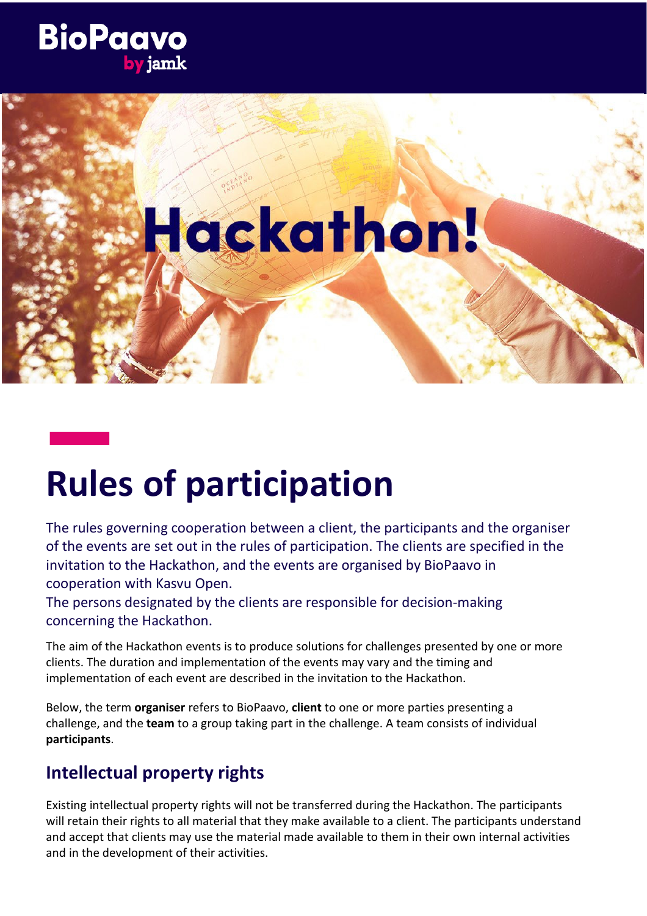BioPaavo by jamk

Hackathon!

# Rules of participation

The rules governing cooperation between a client, the participants and the organiser of the events are set out in the rules of participation. The clients are specified in the invitation to the Hackathon, and the events are organised by BioPaavo in cooperation with Kasvu Open.
The persons designated by the clients are responsible for decision-making concerning the Hackathon.

The aim of the Hackathon events is to produce solutions for challenges presented by one or more clients. The duration and implementation of the events may vary and the timing and implementation of each event are described in the invitation to the Hackathon.

Below, the term **organiser** refers to BioPaavo, **client** to one or more parties presenting a challenge, and the **team** to a group taking part in the challenge. A team consists of individual **participants**.

## Intellectual property rights

Existing intellectual property rights will not be transferred during the Hackathon. The participants will retain their rights to all material that they make available to a client. The participants understand and accept that clients may use the material made available to them in their own internal activities and in the development of their activities.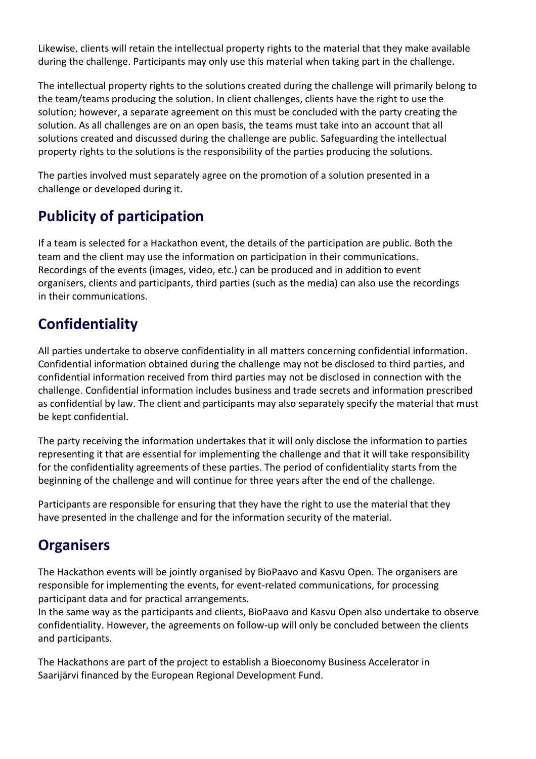Likewise, clients will retain the intellectual property rights to the material that they make available during the challenge. Participants may only use this material when taking part in the challenge.

The intellectual property rights to the solutions created during the challenge will primarily belong to the team/teams producing the solution. In client challenges, clients have the right to use the solution; however, a separate agreement on this must be concluded with the party creating the solution. As all challenges are on an open basis, the teams must take into an account that all solutions created and discussed during the challenge are public. Safeguarding the intellectual property rights to the solutions is the responsibility of the parties producing the solutions.

The parties involved must separately agree on the promotion of a solution presented in a challenge or developed during it.

## Publicity of participation

If a team is selected for a Hackathon event, the details of the participation are public. Both the team and the client may use the information on participation in their communications. Recordings of the events (images, video, etc.) can be produced and in addition to event organisers, clients and participants, third parties (such as the media) can also use the recordings in their communications.

## Confidentiality

All parties undertake to observe confidentiality in all matters concerning confidential information. Confidential information obtained during the challenge may not be disclosed to third parties, and confidential information received from third parties may not be disclosed in connection with the challenge. Confidential information includes business and trade secrets and information prescribed as confidential by law. The client and participants may also separately specify the material that must be kept confidential.

The party receiving the information undertakes that it will only disclose the information to parties representing it that are essential for implementing the challenge and that it will take responsibility for the confidentiality agreements of these parties. The period of confidentiality starts from the beginning of the challenge and will continue for three years after the end of the challenge.

Participants are responsible for ensuring that they have the right to use the material that they have presented in the challenge and for the information security of the material.

## Organisers

The Hackathon events will be jointly organised by BioPaavo and Kasvu Open. The organisers are responsible for implementing the events, for event-related communications, for processing participant data and for practical arrangements.
In the same way as the participants and clients, BioPaavo and Kasvu Open also undertake to observe confidentiality. However, the agreements on follow-up will only be concluded between the clients and participants.

The Hackathons are part of the project to establish a Bioeconomy Business Accelerator in Saarijärvi financed by the European Regional Development Fund.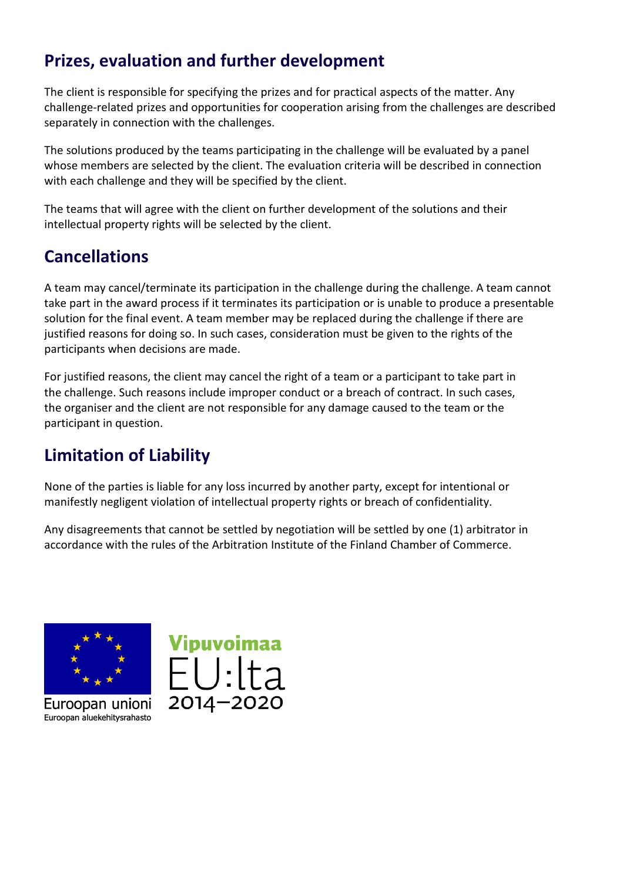## Prizes, evaluation and further development

The client is responsible for specifying the prizes and for practical aspects of the matter. Any challenge-related prizes and opportunities for cooperation arising from the challenges are described separately in connection with the challenges.

The solutions produced by the teams participating in the challenge will be evaluated by a panel whose members are selected by the client. The evaluation criteria will be described in connection with each challenge and they will be specified by the client.

The teams that will agree with the client on further development of the solutions and their intellectual property rights will be selected by the client.

## Cancellations

A team may cancel/terminate its participation in the challenge during the challenge. A team cannot take part in the award process if it terminates its participation or is unable to produce a presentable solution for the final event. A team member may be replaced during the challenge if there are justified reasons for doing so. In such cases, consideration must be given to the rights of the participants when decisions are made.

For justified reasons, the client may cancel the right of a team or a participant to take part in the challenge. Such reasons include improper conduct or a breach of contract. In such cases, the organiser and the client are not responsible for any damage caused to the team or the participant in question.

## Limitation of Liability

None of the parties is liable for any loss incurred by another party, except for intentional or manifestly negligent violation of intellectual property rights or breach of confidentiality.

Any disagreements that cannot be settled by negotiation will be settled by one (1) arbitrator in accordance with the rules of the Arbitration Institute of the Finland Chamber of Commerce.

Euroopan unioni
Euroopan aluekehitysrahasto

Vipuvoimaa
EU:lta
2014–2020